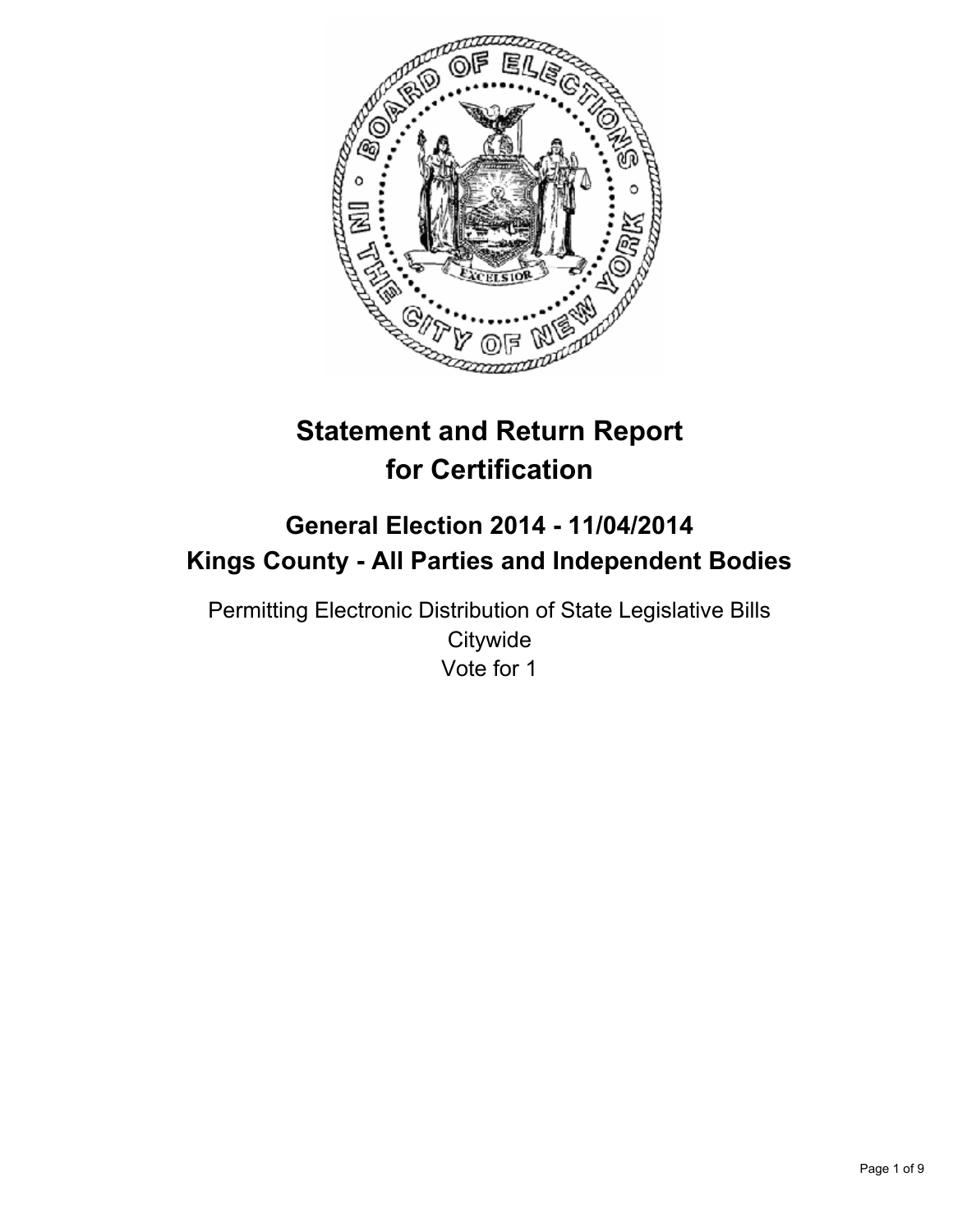# Statement and Return Report for Certification

## General Election 2014 - 11/04/2014
## Kings County - All Parties and Independent Bodies

Permitting Electronic Distribution of State Legislative Bills
Citywide
Vote for 1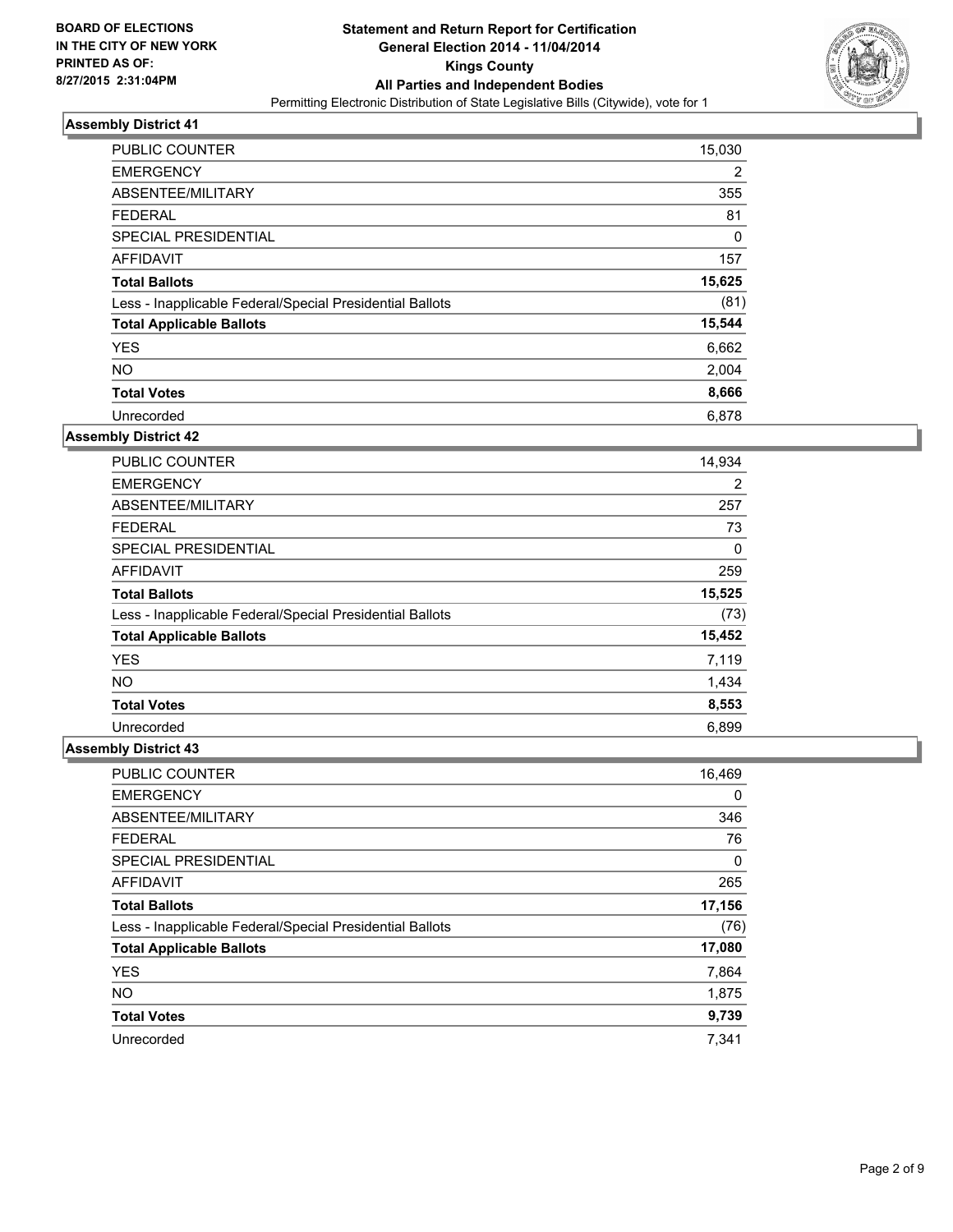**BOARD OF ELECTIONS IN THE CITY OF NEW YORK PRINTED AS OF: 8/27/2015 2:31:04PM**

**Statement and Return Report for Certification General Election 2014 - 11/04/2014 Kings County All Parties and Independent Bodies**

Permitting Electronic Distribution of State Legislative Bills (Citywide), vote for 1

### Assembly District 41

| | |
|---|---|
| PUBLIC COUNTER | 15,030 |
| EMERGENCY | 2 |
| ABSENTEE/MILITARY | 355 |
| FEDERAL | 81 |
| SPECIAL PRESIDENTIAL | 0 |
| AFFIDAVIT | 157 |
| **Total Ballots** | **15,625** |
| Less - Inapplicable Federal/Special Presidential Ballots | (81) |
| **Total Applicable Ballots** | **15,544** |
| YES | 6,662 |
| NO | 2,004 |
| **Total Votes** | **8,666** |
| Unrecorded | 6,878 |

### Assembly District 42

| | |
|---|---|
| PUBLIC COUNTER | 14,934 |
| EMERGENCY | 2 |
| ABSENTEE/MILITARY | 257 |
| FEDERAL | 73 |
| SPECIAL PRESIDENTIAL | 0 |
| AFFIDAVIT | 259 |
| **Total Ballots** | **15,525** |
| Less - Inapplicable Federal/Special Presidential Ballots | (73) |
| **Total Applicable Ballots** | **15,452** |
| YES | 7,119 |
| NO | 1,434 |
| **Total Votes** | **8,553** |
| Unrecorded | 6,899 |

### Assembly District 43

| | |
|---|---|
| PUBLIC COUNTER | 16,469 |
| EMERGENCY | 0 |
| ABSENTEE/MILITARY | 346 |
| FEDERAL | 76 |
| SPECIAL PRESIDENTIAL | 0 |
| AFFIDAVIT | 265 |
| **Total Ballots** | **17,156** |
| Less - Inapplicable Federal/Special Presidential Ballots | (76) |
| **Total Applicable Ballots** | **17,080** |
| YES | 7,864 |
| NO | 1,875 |
| **Total Votes** | **9,739** |
| Unrecorded | 7,341 |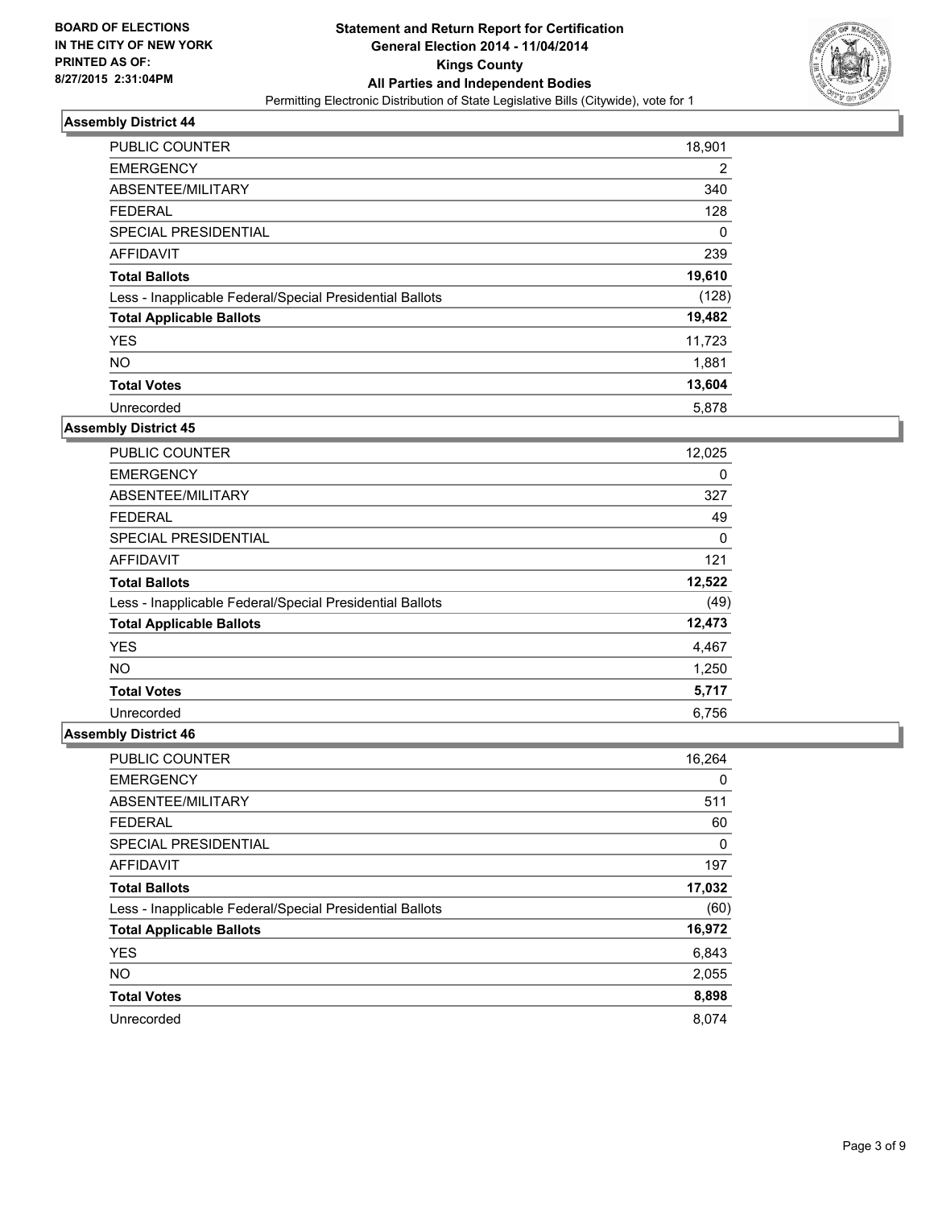**BOARD OF ELECTIONS IN THE CITY OF NEW YORK PRINTED AS OF: 8/27/2015 2:31:04PM**

# Statement and Return Report for Certification General Election 2014 - 11/04/2014 Kings County All Parties and Independent Bodies

Permitting Electronic Distribution of State Legislative Bills (Citywide), vote for 1

## Assembly District 44

| | |
|---|---|
| PUBLIC COUNTER | 18,901 |
| EMERGENCY | 2 |
| ABSENTEE/MILITARY | 340 |
| FEDERAL | 128 |
| SPECIAL PRESIDENTIAL | 0 |
| AFFIDAVIT | 239 |
| **Total Ballots** | **19,610** |
| Less - Inapplicable Federal/Special Presidential Ballots | (128) |
| **Total Applicable Ballots** | **19,482** |
| YES | 11,723 |
| NO | 1,881 |
| **Total Votes** | **13,604** |
| Unrecorded | 5,878 |

## Assembly District 45

| | |
|---|---|
| PUBLIC COUNTER | 12,025 |
| EMERGENCY | 0 |
| ABSENTEE/MILITARY | 327 |
| FEDERAL | 49 |
| SPECIAL PRESIDENTIAL | 0 |
| AFFIDAVIT | 121 |
| **Total Ballots** | **12,522** |
| Less - Inapplicable Federal/Special Presidential Ballots | (49) |
| **Total Applicable Ballots** | **12,473** |
| YES | 4,467 |
| NO | 1,250 |
| **Total Votes** | **5,717** |
| Unrecorded | 6,756 |

## Assembly District 46

| | |
|---|---|
| PUBLIC COUNTER | 16,264 |
| EMERGENCY | 0 |
| ABSENTEE/MILITARY | 511 |
| FEDERAL | 60 |
| SPECIAL PRESIDENTIAL | 0 |
| AFFIDAVIT | 197 |
| **Total Ballots** | **17,032** |
| Less - Inapplicable Federal/Special Presidential Ballots | (60) |
| **Total Applicable Ballots** | **16,972** |
| YES | 6,843 |
| NO | 2,055 |
| **Total Votes** | **8,898** |
| Unrecorded | 8,074 |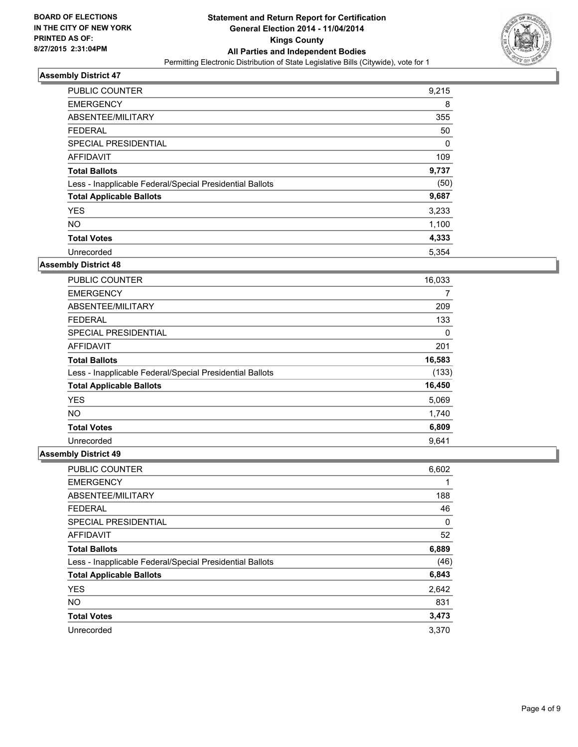BOARD OF ELECTIONS IN THE CITY OF NEW YORK
PRINTED AS OF: 8/27/2015 2:31:04PM

**Statement and Return Report for Certification**
**General Election 2014 - 11/04/2014**
**Kings County**
**All Parties and Independent Bodies**
Permitting Electronic Distribution of State Legislative Bills (Citywide), vote for 1

### Assembly District 47

| | |
|---|---|
| PUBLIC COUNTER | 9,215 |
| EMERGENCY | 8 |
| ABSENTEE/MILITARY | 355 |
| FEDERAL | 50 |
| SPECIAL PRESIDENTIAL | 0 |
| AFFIDAVIT | 109 |
| **Total Ballots** | **9,737** |
| Less - Inapplicable Federal/Special Presidential Ballots | (50) |
| **Total Applicable Ballots** | **9,687** |
| YES | 3,233 |
| NO | 1,100 |
| **Total Votes** | **4,333** |
| Unrecorded | 5,354 |

### Assembly District 48

| | |
|---|---|
| PUBLIC COUNTER | 16,033 |
| EMERGENCY | 7 |
| ABSENTEE/MILITARY | 209 |
| FEDERAL | 133 |
| SPECIAL PRESIDENTIAL | 0 |
| AFFIDAVIT | 201 |
| **Total Ballots** | **16,583** |
| Less - Inapplicable Federal/Special Presidential Ballots | (133) |
| **Total Applicable Ballots** | **16,450** |
| YES | 5,069 |
| NO | 1,740 |
| **Total Votes** | **6,809** |
| Unrecorded | 9,641 |

### Assembly District 49

| | |
|---|---|
| PUBLIC COUNTER | 6,602 |
| EMERGENCY | 1 |
| ABSENTEE/MILITARY | 188 |
| FEDERAL | 46 |
| SPECIAL PRESIDENTIAL | 0 |
| AFFIDAVIT | 52 |
| **Total Ballots** | **6,889** |
| Less - Inapplicable Federal/Special Presidential Ballots | (46) |
| **Total Applicable Ballots** | **6,843** |
| YES | 2,642 |
| NO | 831 |
| **Total Votes** | **3,473** |
| Unrecorded | 3,370 |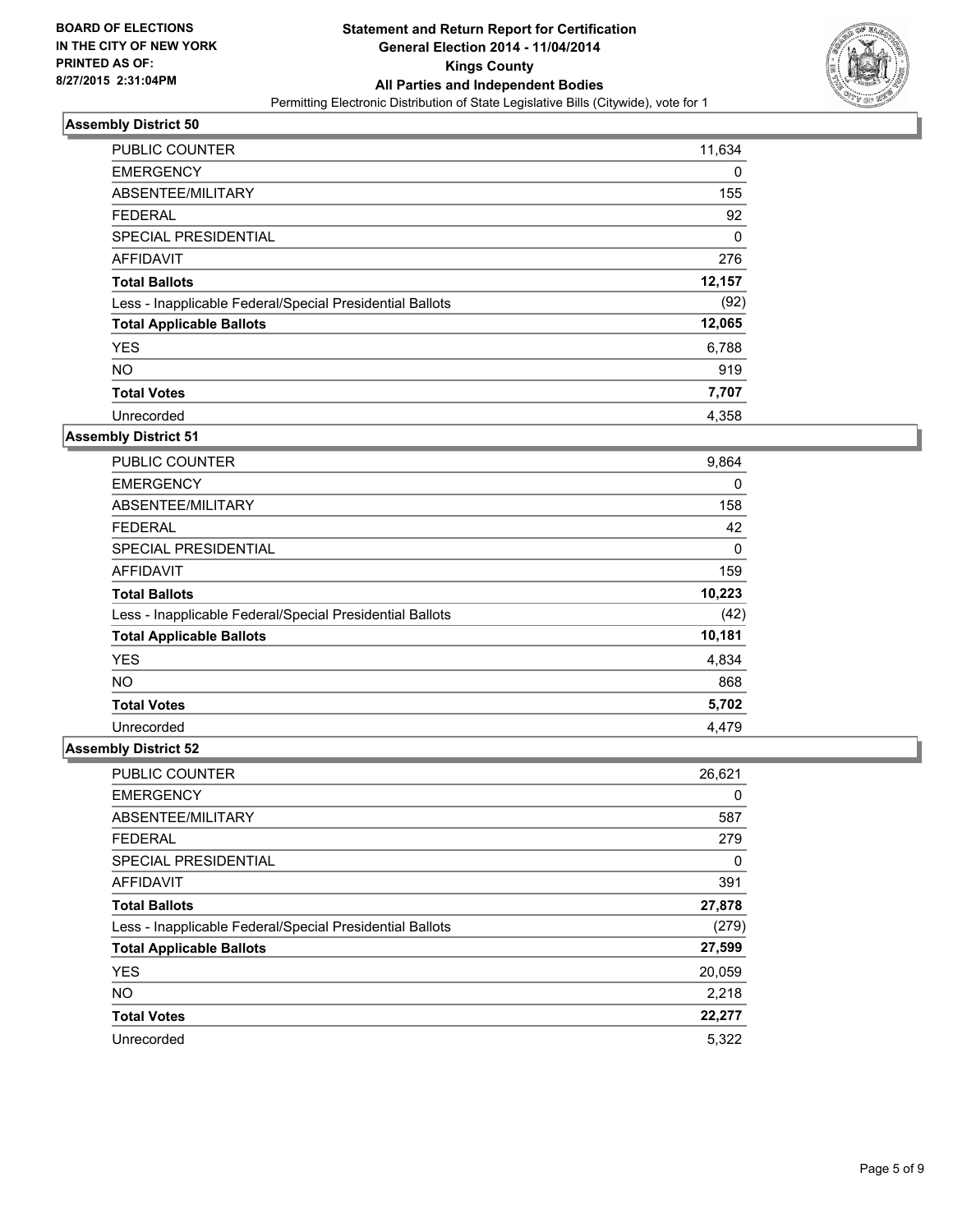**BOARD OF ELECTIONS IN THE CITY OF NEW YORK PRINTED AS OF: 8/27/2015 2:31:04PM**

**Statement and Return Report for Certification General Election 2014 - 11/04/2014 Kings County All Parties and Independent Bodies**

Permitting Electronic Distribution of State Legislative Bills (Citywide), vote for 1

### Assembly District 50

| | |
|---|---|
| PUBLIC COUNTER | 11,634 |
| EMERGENCY | 0 |
| ABSENTEE/MILITARY | 155 |
| FEDERAL | 92 |
| SPECIAL PRESIDENTIAL | 0 |
| AFFIDAVIT | 276 |
| **Total Ballots** | **12,157** |
| Less - Inapplicable Federal/Special Presidential Ballots | (92) |
| **Total Applicable Ballots** | **12,065** |
| YES | 6,788 |
| NO | 919 |
| **Total Votes** | **7,707** |
| Unrecorded | 4,358 |

### Assembly District 51

| | |
|---|---|
| PUBLIC COUNTER | 9,864 |
| EMERGENCY | 0 |
| ABSENTEE/MILITARY | 158 |
| FEDERAL | 42 |
| SPECIAL PRESIDENTIAL | 0 |
| AFFIDAVIT | 159 |
| **Total Ballots** | **10,223** |
| Less - Inapplicable Federal/Special Presidential Ballots | (42) |
| **Total Applicable Ballots** | **10,181** |
| YES | 4,834 |
| NO | 868 |
| **Total Votes** | **5,702** |
| Unrecorded | 4,479 |

### Assembly District 52

| | |
|---|---|
| PUBLIC COUNTER | 26,621 |
| EMERGENCY | 0 |
| ABSENTEE/MILITARY | 587 |
| FEDERAL | 279 |
| SPECIAL PRESIDENTIAL | 0 |
| AFFIDAVIT | 391 |
| **Total Ballots** | **27,878** |
| Less - Inapplicable Federal/Special Presidential Ballots | (279) |
| **Total Applicable Ballots** | **27,599** |
| YES | 20,059 |
| NO | 2,218 |
| **Total Votes** | **22,277** |
| Unrecorded | 5,322 |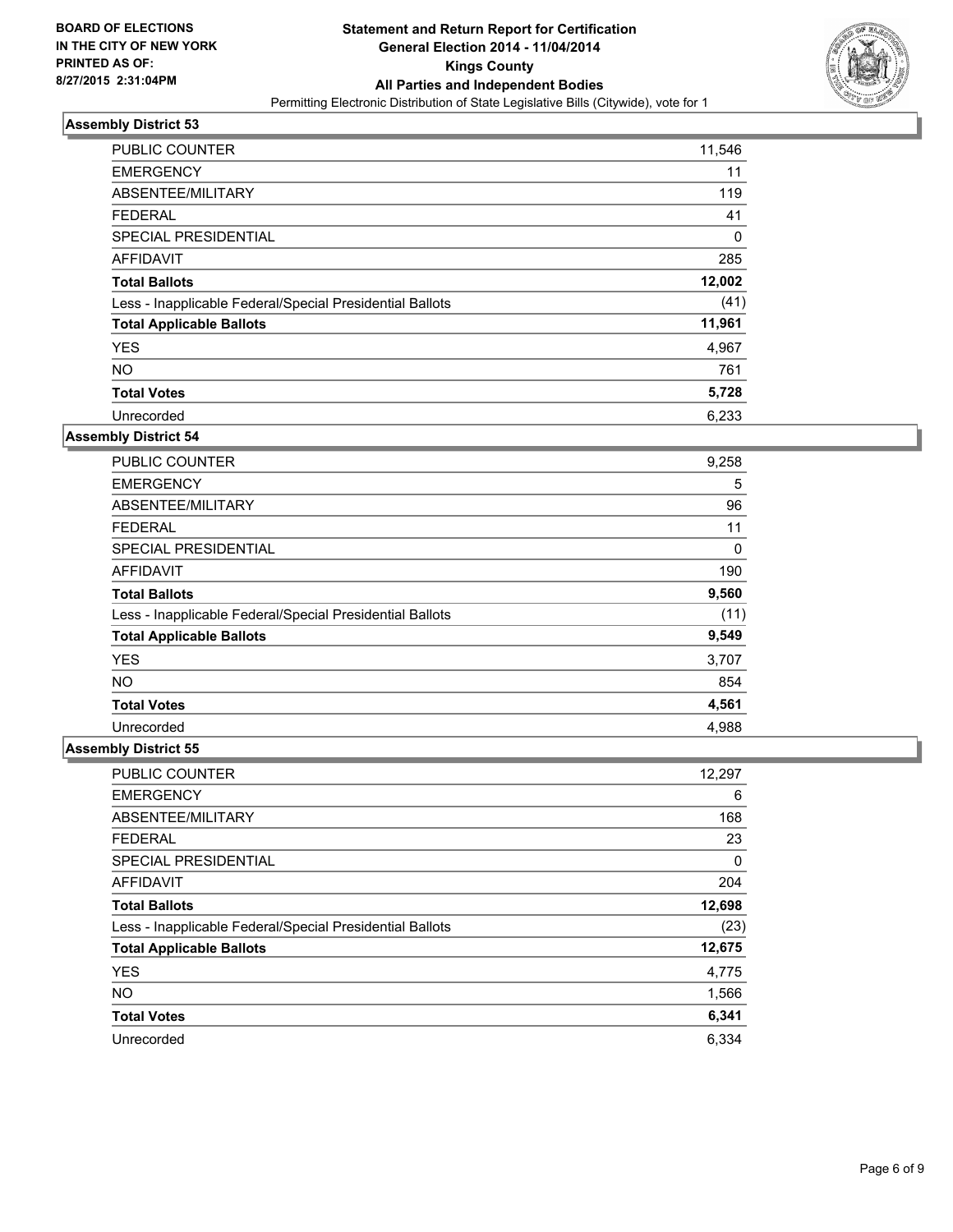BOARD OF ELECTIONS
IN THE CITY OF NEW YORK
PRINTED AS OF:
8/27/2015 2:31:04PM

**Statement and Return Report for Certification**
**General Election 2014 - 11/04/2014**
**Kings County**
**All Parties and Independent Bodies**
Permitting Electronic Distribution of State Legislative Bills (Citywide), vote for 1

### Assembly District 53

| | |
|---|---|
| PUBLIC COUNTER | 11,546 |
| EMERGENCY | 11 |
| ABSENTEE/MILITARY | 119 |
| FEDERAL | 41 |
| SPECIAL PRESIDENTIAL | 0 |
| AFFIDAVIT | 285 |
| **Total Ballots** | **12,002** |
| Less - Inapplicable Federal/Special Presidential Ballots | (41) |
| **Total Applicable Ballots** | **11,961** |
| YES | 4,967 |
| NO | 761 |
| **Total Votes** | **5,728** |
| Unrecorded | 6,233 |

### Assembly District 54

| | |
|---|---|
| PUBLIC COUNTER | 9,258 |
| EMERGENCY | 5 |
| ABSENTEE/MILITARY | 96 |
| FEDERAL | 11 |
| SPECIAL PRESIDENTIAL | 0 |
| AFFIDAVIT | 190 |
| **Total Ballots** | **9,560** |
| Less - Inapplicable Federal/Special Presidential Ballots | (11) |
| **Total Applicable Ballots** | **9,549** |
| YES | 3,707 |
| NO | 854 |
| **Total Votes** | **4,561** |
| Unrecorded | 4,988 |

### Assembly District 55

| | |
|---|---|
| PUBLIC COUNTER | 12,297 |
| EMERGENCY | 6 |
| ABSENTEE/MILITARY | 168 |
| FEDERAL | 23 |
| SPECIAL PRESIDENTIAL | 0 |
| AFFIDAVIT | 204 |
| **Total Ballots** | **12,698** |
| Less - Inapplicable Federal/Special Presidential Ballots | (23) |
| **Total Applicable Ballots** | **12,675** |
| YES | 4,775 |
| NO | 1,566 |
| **Total Votes** | **6,341** |
| Unrecorded | 6,334 |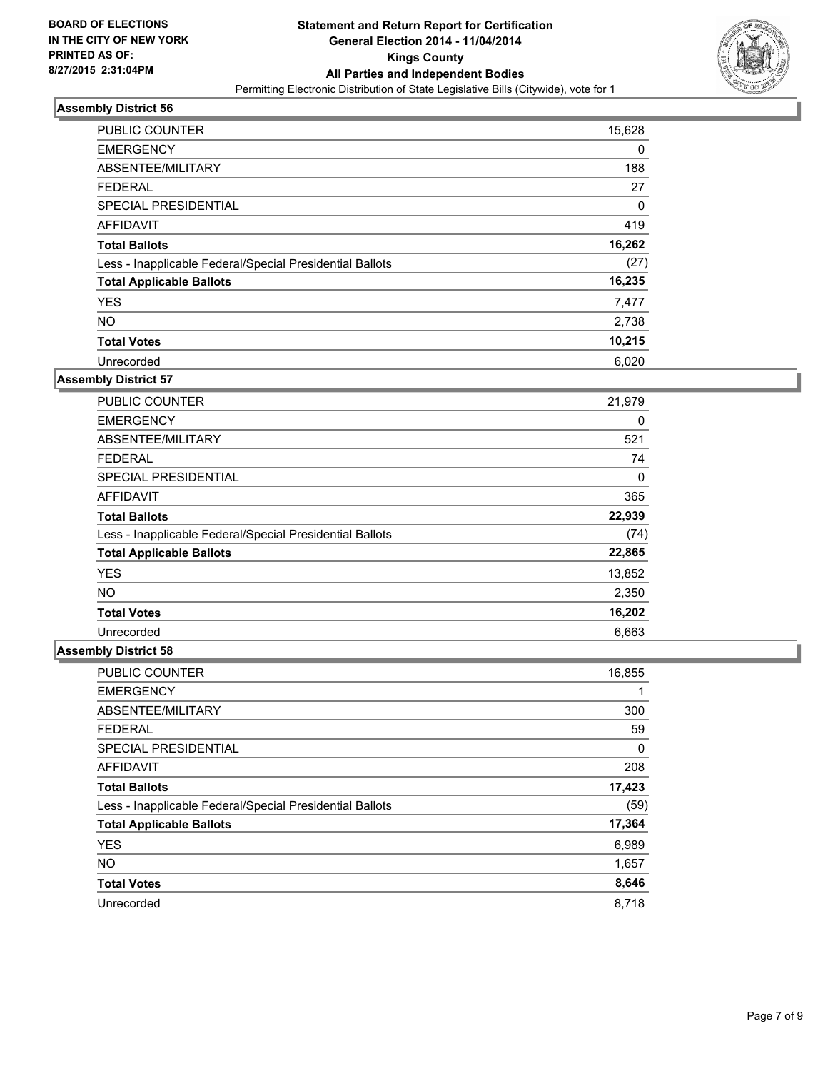BOARD OF ELECTIONS
IN THE CITY OF NEW YORK
PRINTED AS OF:
8/27/2015 2:31:04PM

**Statement and Return Report for Certification**
**General Election 2014 - 11/04/2014**
**Kings County**
**All Parties and Independent Bodies**
Permitting Electronic Distribution of State Legislative Bills (Citywide), vote for 1

### Assembly District 56

| | |
|---|---|
| PUBLIC COUNTER | 15,628 |
| EMERGENCY | 0 |
| ABSENTEE/MILITARY | 188 |
| FEDERAL | 27 |
| SPECIAL PRESIDENTIAL | 0 |
| AFFIDAVIT | 419 |
| **Total Ballots** | **16,262** |
| Less - Inapplicable Federal/Special Presidential Ballots | (27) |
| **Total Applicable Ballots** | **16,235** |
| YES | 7,477 |
| NO | 2,738 |
| **Total Votes** | **10,215** |
| Unrecorded | 6,020 |

### Assembly District 57

| | |
|---|---|
| PUBLIC COUNTER | 21,979 |
| EMERGENCY | 0 |
| ABSENTEE/MILITARY | 521 |
| FEDERAL | 74 |
| SPECIAL PRESIDENTIAL | 0 |
| AFFIDAVIT | 365 |
| **Total Ballots** | **22,939** |
| Less - Inapplicable Federal/Special Presidential Ballots | (74) |
| **Total Applicable Ballots** | **22,865** |
| YES | 13,852 |
| NO | 2,350 |
| **Total Votes** | **16,202** |
| Unrecorded | 6,663 |

### Assembly District 58

| | |
|---|---|
| PUBLIC COUNTER | 16,855 |
| EMERGENCY | 1 |
| ABSENTEE/MILITARY | 300 |
| FEDERAL | 59 |
| SPECIAL PRESIDENTIAL | 0 |
| AFFIDAVIT | 208 |
| **Total Ballots** | **17,423** |
| Less - Inapplicable Federal/Special Presidential Ballots | (59) |
| **Total Applicable Ballots** | **17,364** |
| YES | 6,989 |
| NO | 1,657 |
| **Total Votes** | **8,646** |
| Unrecorded | 8,718 |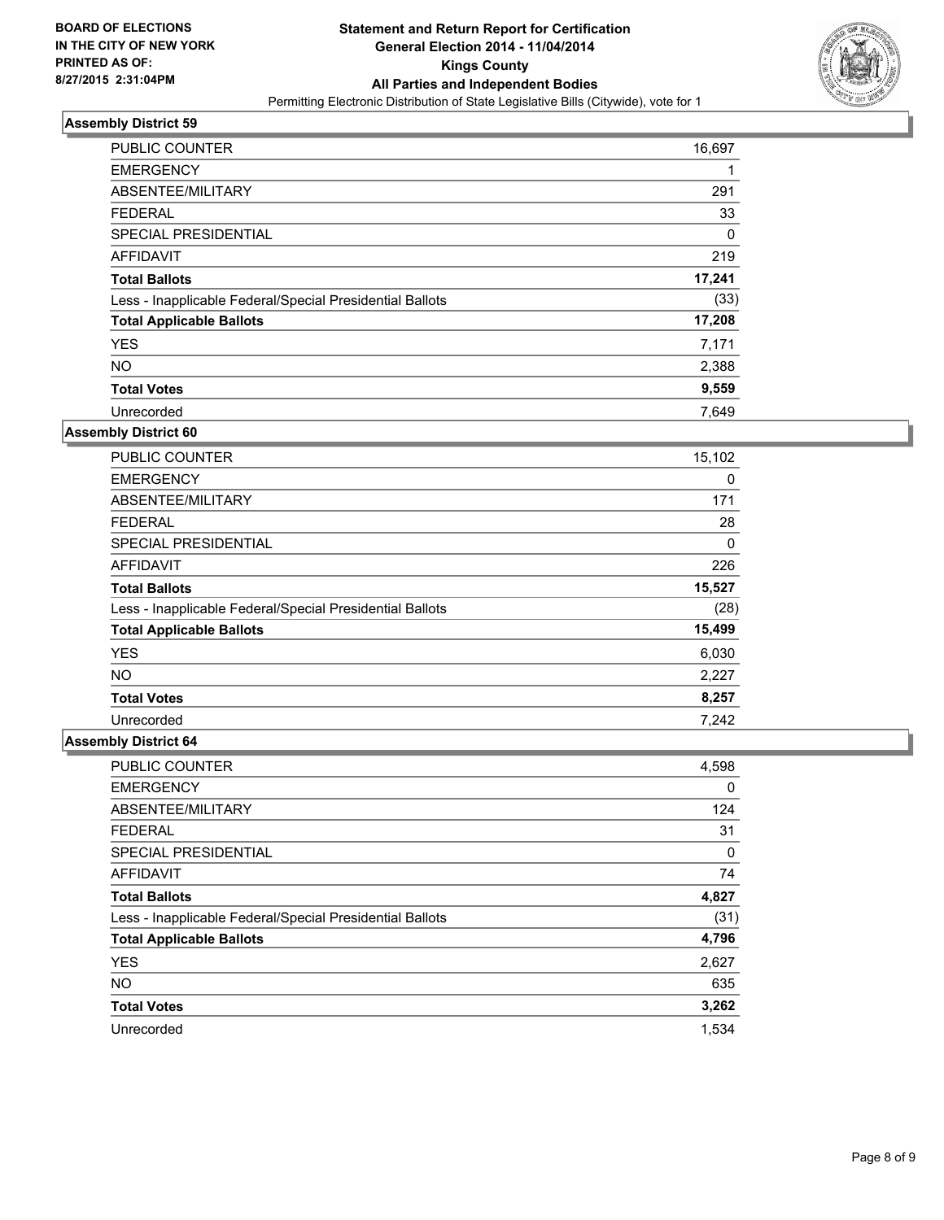BOARD OF ELECTIONS
IN THE CITY OF NEW YORK
PRINTED AS OF:
8/27/2015 2:31:04PM

**Statement and Return Report for Certification**
**General Election 2014 - 11/04/2014**
**Kings County**
**All Parties and Independent Bodies**
Permitting Electronic Distribution of State Legislative Bills (Citywide), vote for 1

### Assembly District 59

| | |
|---|---|
| PUBLIC COUNTER | 16,697 |
| EMERGENCY | 1 |
| ABSENTEE/MILITARY | 291 |
| FEDERAL | 33 |
| SPECIAL PRESIDENTIAL | 0 |
| AFFIDAVIT | 219 |
| **Total Ballots** | **17,241** |
| Less - Inapplicable Federal/Special Presidential Ballots | (33) |
| **Total Applicable Ballots** | **17,208** |
| YES | 7,171 |
| NO | 2,388 |
| **Total Votes** | **9,559** |
| Unrecorded | 7,649 |

### Assembly District 60

| | |
|---|---|
| PUBLIC COUNTER | 15,102 |
| EMERGENCY | 0 |
| ABSENTEE/MILITARY | 171 |
| FEDERAL | 28 |
| SPECIAL PRESIDENTIAL | 0 |
| AFFIDAVIT | 226 |
| **Total Ballots** | **15,527** |
| Less - Inapplicable Federal/Special Presidential Ballots | (28) |
| **Total Applicable Ballots** | **15,499** |
| YES | 6,030 |
| NO | 2,227 |
| **Total Votes** | **8,257** |
| Unrecorded | 7,242 |

### Assembly District 64

| | |
|---|---|
| PUBLIC COUNTER | 4,598 |
| EMERGENCY | 0 |
| ABSENTEE/MILITARY | 124 |
| FEDERAL | 31 |
| SPECIAL PRESIDENTIAL | 0 |
| AFFIDAVIT | 74 |
| **Total Ballots** | **4,827** |
| Less - Inapplicable Federal/Special Presidential Ballots | (31) |
| **Total Applicable Ballots** | **4,796** |
| YES | 2,627 |
| NO | 635 |
| **Total Votes** | **3,262** |
| Unrecorded | 1,534 |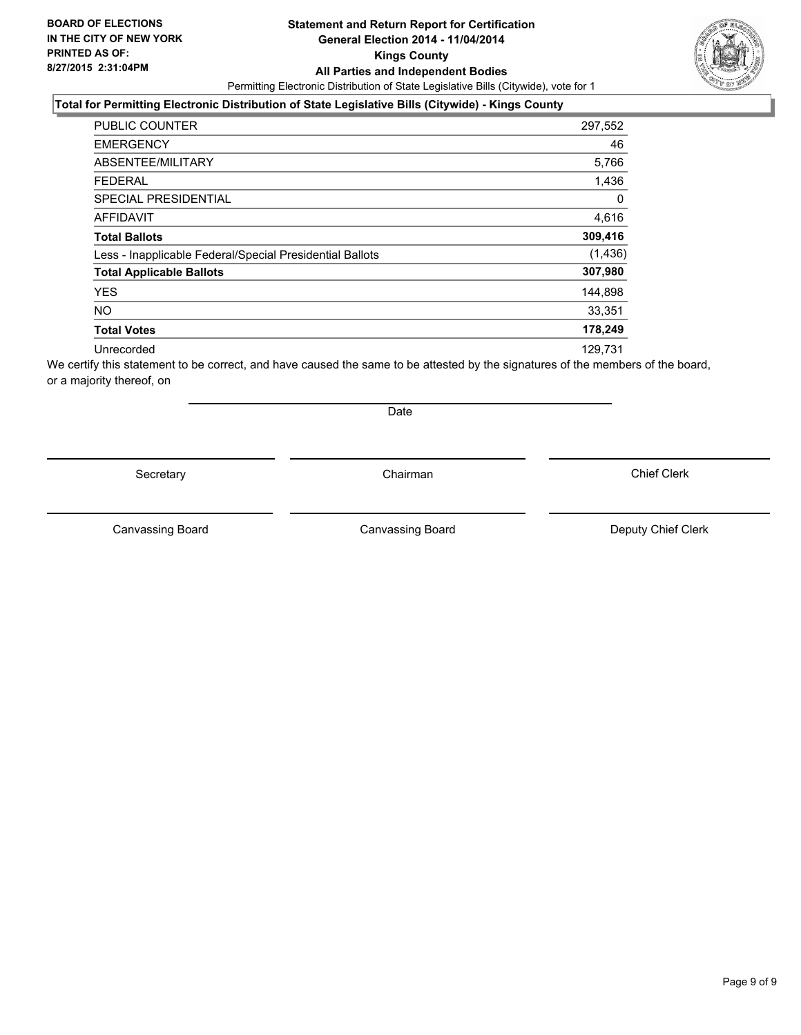**BOARD OF ELECTIONS IN THE CITY OF NEW YORK PRINTED AS OF: 8/27/2015 2:31:04PM**

**Statement and Return Report for Certification**
**General Election 2014 - 11/04/2014**
**Kings County**
**All Parties and Independent Bodies**

Permitting Electronic Distribution of State Legislative Bills (Citywide), vote for 1

### Total for Permitting Electronic Distribution of State Legislative Bills (Citywide) - Kings County

| | |
|---|---|
| PUBLIC COUNTER | 297,552 |
| EMERGENCY | 46 |
| ABSENTEE/MILITARY | 5,766 |
| FEDERAL | 1,436 |
| SPECIAL PRESIDENTIAL | 0 |
| AFFIDAVIT | 4,616 |
| **Total Ballots** | **309,416** |
| Less - Inapplicable Federal/Special Presidential Ballots | (1,436) |
| **Total Applicable Ballots** | **307,980** |
| YES | 144,898 |
| NO | 33,351 |
| **Total Votes** | **178,249** |
| Unrecorded | 129,731 |

We certify this statement to be correct, and have caused the same to be attested by the signatures of the members of the board, or a majority thereof, on

Date

Secretary — Chairman — Chief Clerk

Canvassing Board — Canvassing Board — Deputy Chief Clerk